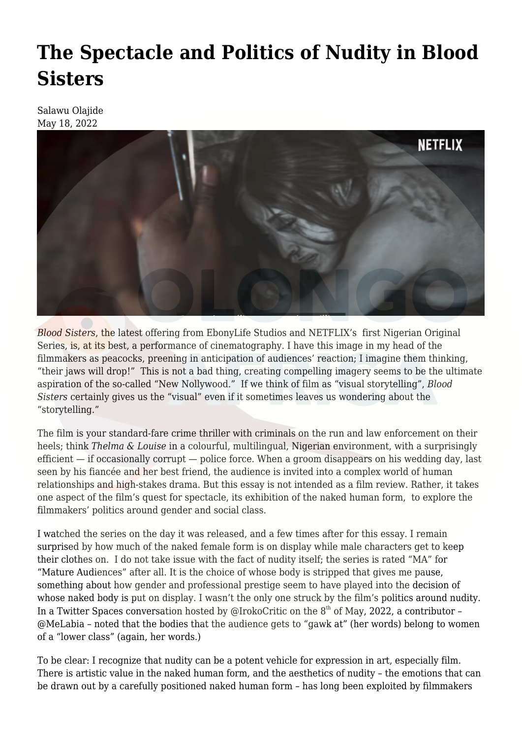# The Spectacle and Politics of Nudity in Blood Sisters

Salawu Olajide
May 18, 2022

*Blood Sisters*, the latest offering from EbonyLife Studios and NETFLIX's first Nigerian Original Series, is, at its best, a performance of cinematography. I have this image in my head of the filmmakers as peacocks, preening in anticipation of audiences' reaction; I imagine them thinking, "their jaws will drop!" This is not a bad thing, creating compelling imagery seems to be the ultimate aspiration of the so-called "New Nollywood." If we think of film as "visual storytelling", *Blood Sisters* certainly gives us the "visual" even if it sometimes leaves us wondering about the "storytelling."

The film is your standard-fare crime thriller with criminals on the run and law enforcement on their heels; think *Thelma & Louise* in a colourful, multilingual, Nigerian environment, with a surprisingly efficient — if occasionally corrupt — police force. When a groom disappears on his wedding day, last seen by his fiancée and her best friend, the audience is invited into a complex world of human relationships and high-stakes drama. But this essay is not intended as a film review. Rather, it takes one aspect of the film's quest for spectacle, its exhibition of the naked human form, to explore the filmmakers' politics around gender and social class.

I watched the series on the day it was released, and a few times after for this essay. I remain surprised by how much of the naked female form is on display while male characters get to keep their clothes on. I do not take issue with the fact of nudity itself; the series is rated "MA" for "Mature Audiences" after all. It is the choice of whose body is stripped that gives me pause, something about how gender and professional prestige seem to have played into the decision of whose naked body is put on display. I wasn't the only one struck by the film's politics around nudity. In a Twitter Spaces conversation hosted by @IrokoCritic on the 8th of May, 2022, a contributor – @MeLabia – noted that the bodies that the audience gets to "gawk at" (her words) belong to women of a "lower class" (again, her words.)

To be clear: I recognize that nudity can be a potent vehicle for expression in art, especially film. There is artistic value in the naked human form, and the aesthetics of nudity – the emotions that can be drawn out by a carefully positioned naked human form – has long been exploited by filmmakers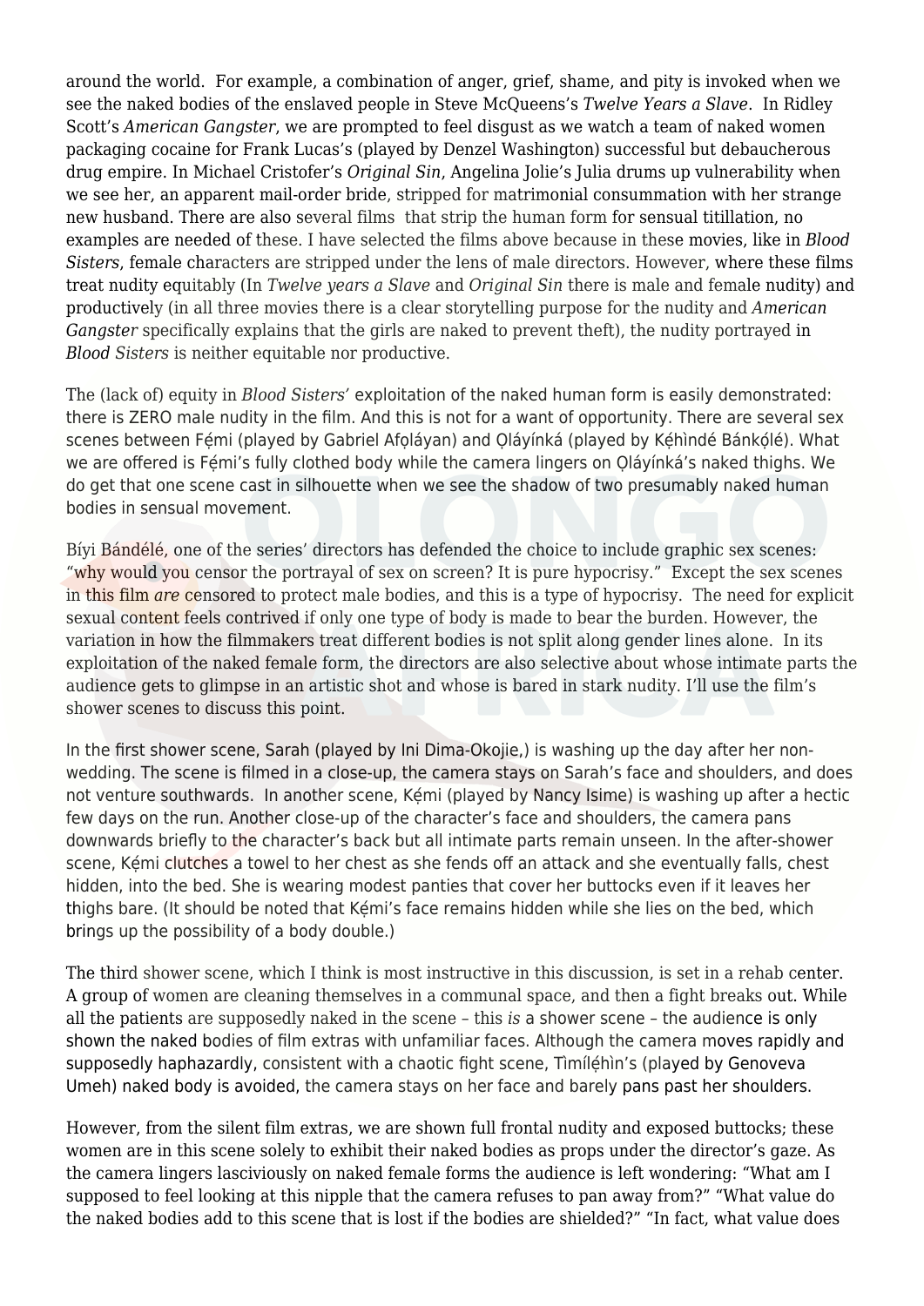around the world. For example, a combination of anger, grief, shame, and pity is invoked when we see the naked bodies of the enslaved people in Steve McQueens's *Twelve Years a Slave*. In Ridley Scott's *American Gangster*, we are prompted to feel disgust as we watch a team of naked women packaging cocaine for Frank Lucas's (played by Denzel Washington) successful but debaucherous drug empire. In Michael Cristofer's *Original Sin*, Angelina Jolie's Julia drums up vulnerability when we see her, an apparent mail-order bride, stripped for matrimonial consummation with her strange new husband. There are also several films that strip the human form for sensual titillation, no examples are needed of these. I have selected the films above because in these movies, like in *Blood Sisters*, female characters are stripped under the lens of male directors. However, where these films treat nudity equitably (In *Twelve years a Slave* and *Original Sin* there is male and female nudity) and productively (in all three movies there is a clear storytelling purpose for the nudity and *American Gangster* specifically explains that the girls are naked to prevent theft), the nudity portrayed in *Blood Sisters* is neither equitable nor productive.

The (lack of) equity in *Blood Sisters'* exploitation of the naked human form is easily demonstrated: there is ZERO male nudity in the film. And this is not for a want of opportunity. There are several sex scenes between Fẹ́mi (played by Gabriel Afọláyan) and Ọláyínká (played by Kẹ́hìndé Bánkọ́lé). What we are offered is Fẹ́mi's fully clothed body while the camera lingers on Ọláyínká's naked thighs. We do get that one scene cast in silhouette when we see the shadow of two presumably naked human bodies in sensual movement.

Bíyi Bándélé, one of the series' directors has defended the choice to include graphic sex scenes: "why would you censor the portrayal of sex on screen? It is pure hypocrisy." Except the sex scenes in this film *are* censored to protect male bodies, and this is a type of hypocrisy. The need for explicit sexual content feels contrived if only one type of body is made to bear the burden. However, the variation in how the filmmakers treat different bodies is not split along gender lines alone. In its exploitation of the naked female form, the directors are also selective about whose intimate parts the audience gets to glimpse in an artistic shot and whose is bared in stark nudity. I'll use the film's shower scenes to discuss this point.

In the first shower scene, Sarah (played by Ini Dima-Okojie,) is washing up the day after her non-wedding. The scene is filmed in a close-up, the camera stays on Sarah's face and shoulders, and does not venture southwards. In another scene, Kẹ́mi (played by Nancy Isime) is washing up after a hectic few days on the run. Another close-up of the character's face and shoulders, the camera pans downwards briefly to the character's back but all intimate parts remain unseen. In the after-shower scene, Kẹ́mi clutches a towel to her chest as she fends off an attack and she eventually falls, chest hidden, into the bed. She is wearing modest panties that cover her buttocks even if it leaves her thighs bare. (It should be noted that Kẹ́mi's face remains hidden while she lies on the bed, which brings up the possibility of a body double.)

The third shower scene, which I think is most instructive in this discussion, is set in a rehab center. A group of women are cleaning themselves in a communal space, and then a fight breaks out. While all the patients are supposedly naked in the scene – this *is* a shower scene – the audience is only shown the naked bodies of film extras with unfamiliar faces. Although the camera moves rapidly and supposedly haphazardly, consistent with a chaotic fight scene, Tìmílẹ́hìn's (played by Genoveva Umeh) naked body is avoided, the camera stays on her face and barely pans past her shoulders.

However, from the silent film extras, we are shown full frontal nudity and exposed buttocks; these women are in this scene solely to exhibit their naked bodies as props under the director's gaze. As the camera lingers lasciviously on naked female forms the audience is left wondering: "What am I supposed to feel looking at this nipple that the camera refuses to pan away from?" "What value do the naked bodies add to this scene that is lost if the bodies are shielded?" "In fact, what value does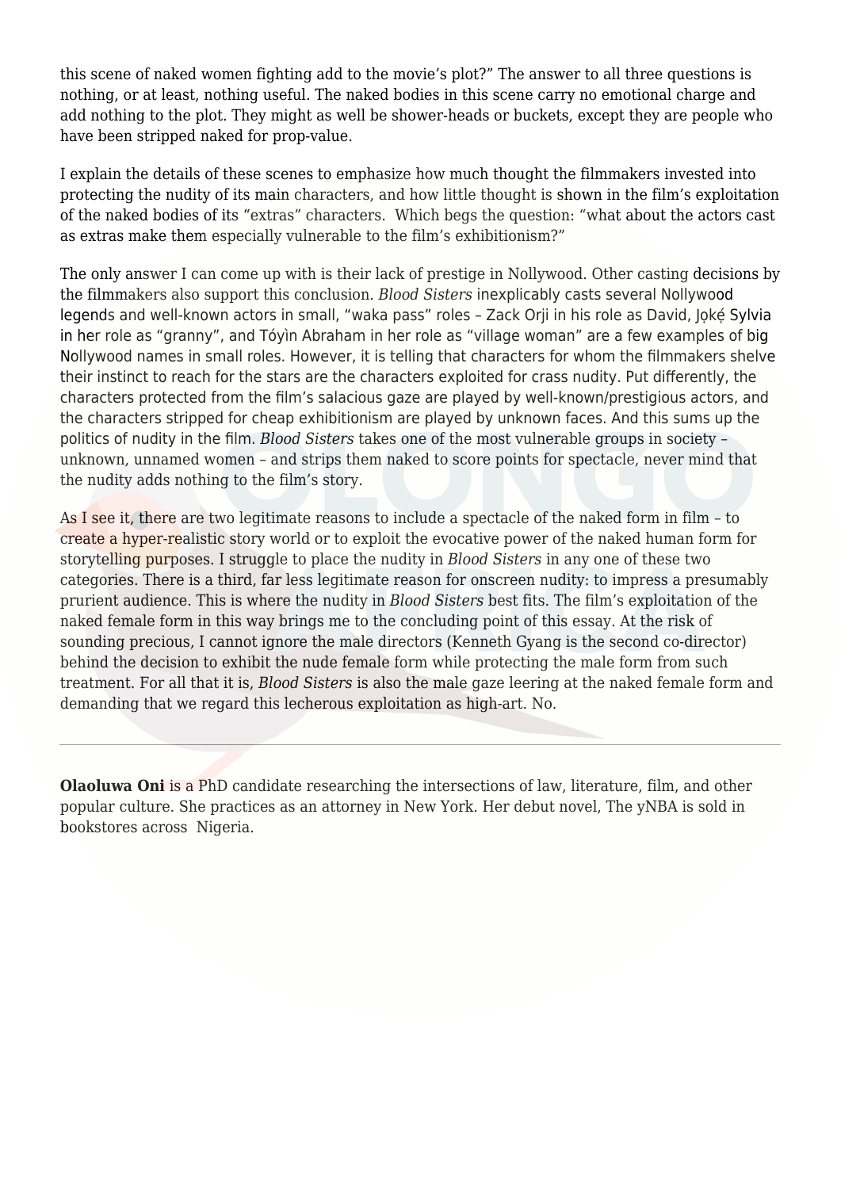this scene of naked women fighting add to the movie's plot?" The answer to all three questions is nothing, or at least, nothing useful. The naked bodies in this scene carry no emotional charge and add nothing to the plot. They might as well be shower-heads or buckets, except they are people who have been stripped naked for prop-value.

I explain the details of these scenes to emphasize how much thought the filmmakers invested into protecting the nudity of its main characters, and how little thought is shown in the film's exploitation of the naked bodies of its "extras" characters. Which begs the question: "what about the actors cast as extras make them especially vulnerable to the film's exhibitionism?"

The only answer I can come up with is their lack of prestige in Nollywood. Other casting decisions by the filmmakers also support this conclusion. *Blood Sisters* inexplicably casts several Nollywood legends and well-known actors in small, "waka pass" roles – Zack Orji in his role as David, Jọkẹ́ Sylvia in her role as "granny", and Tóyìn Abraham in her role as "village woman" are a few examples of big Nollywood names in small roles. However, it is telling that characters for whom the filmmakers shelve their instinct to reach for the stars are the characters exploited for crass nudity. Put differently, the characters protected from the film's salacious gaze are played by well-known/prestigious actors, and the characters stripped for cheap exhibitionism are played by unknown faces. And this sums up the politics of nudity in the film. *Blood Sisters* takes one of the most vulnerable groups in society – unknown, unnamed women – and strips them naked to score points for spectacle, never mind that the nudity adds nothing to the film's story.

As I see it, there are two legitimate reasons to include a spectacle of the naked form in film – to create a hyper-realistic story world or to exploit the evocative power of the naked human form for storytelling purposes. I struggle to place the nudity in *Blood Sisters* in any one of these two categories. There is a third, far less legitimate reason for onscreen nudity: to impress a presumably prurient audience. This is where the nudity in *Blood Sisters* best fits. The film's exploitation of the naked female form in this way brings me to the concluding point of this essay. At the risk of sounding precious, I cannot ignore the male directors (Kenneth Gyang is the second co-director) behind the decision to exhibit the nude female form while protecting the male form from such treatment. For all that it is, *Blood Sisters* is also the male gaze leering at the naked female form and demanding that we regard this lecherous exploitation as high-art. No.

---

**Olaoluwa Oni** is a PhD candidate researching the intersections of law, literature, film, and other popular culture. She practices as an attorney in New York. Her debut novel, The yNBA is sold in bookstores across Nigeria.